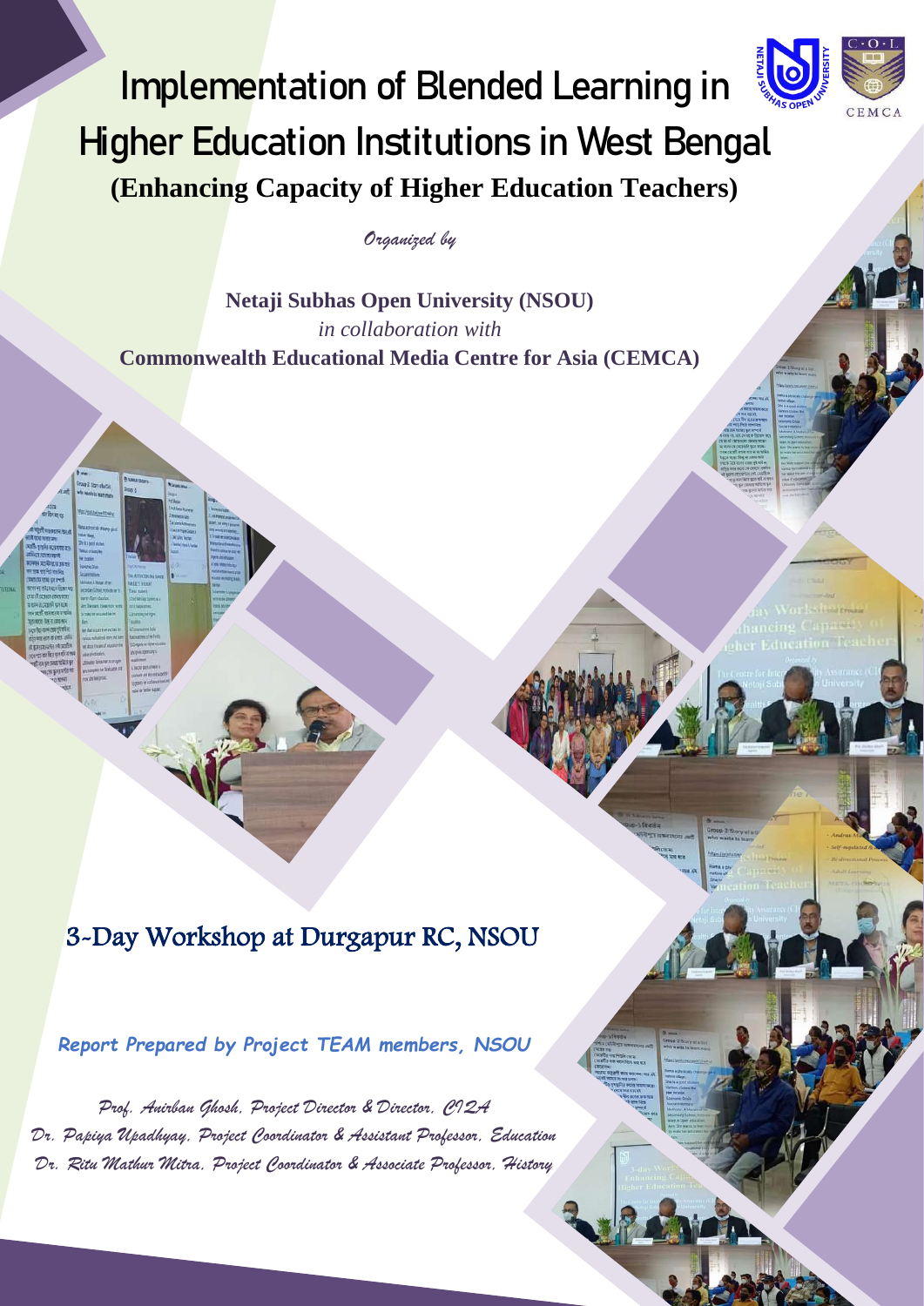# Implementation of Blended Learning in Higher Education Institutions in West Bengal

## (Enhancing Capacity of Higher Education Teachers)

*Organized by*

**Netaji Subhas Open University (NSOU)**

*in collaboration with*

**Commonwealth Educational Media Centre for Asia (CEMCA)**

## 3-Day Workshop at Durgapur RC, NSOU

***Report Prepared by Project TEAM members, NSOU***

*Prof. Anirban Ghosh, Project Director & Director, CIQA*

*Dr. Papiya Upadhyay, Project Coordinator & Assistant Professor, Education*

*Dr. Ritu Mathur Mitra, Project Coordinator & Associate Professor, History*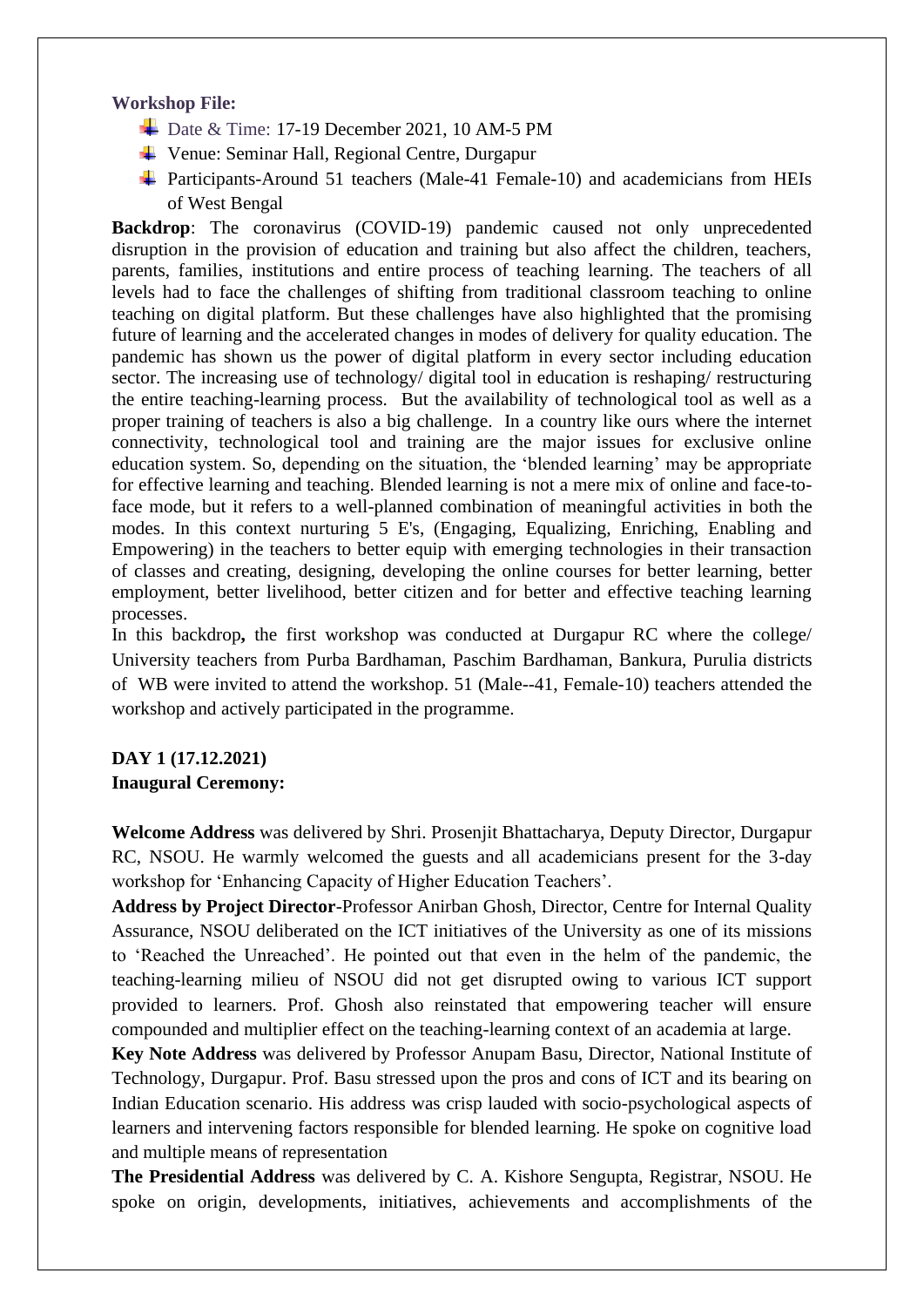**Workshop File:**

- Date & Time: 17-19 December 2021, 10 AM-5 PM
- Venue: Seminar Hall, Regional Centre, Durgapur
- Participants-Around 51 teachers (Male-41 Female-10) and academicians from HEIs of West Bengal

**Backdrop**: The coronavirus (COVID-19) pandemic caused not only unprecedented disruption in the provision of education and training but also affect the children, teachers, parents, families, institutions and entire process of teaching learning. The teachers of all levels had to face the challenges of shifting from traditional classroom teaching to online teaching on digital platform. But these challenges have also highlighted that the promising future of learning and the accelerated changes in modes of delivery for quality education. The pandemic has shown us the power of digital platform in every sector including education sector. The increasing use of technology/ digital tool in education is reshaping/ restructuring the entire teaching-learning process. But the availability of technological tool as well as a proper training of teachers is also a big challenge. In a country like ours where the internet connectivity, technological tool and training are the major issues for exclusive online education system. So, depending on the situation, the 'blended learning' may be appropriate for effective learning and teaching. Blended learning is not a mere mix of online and face-to-face mode, but it refers to a well-planned combination of meaningful activities in both the modes. In this context nurturing 5 E's, (Engaging, Equalizing, Enriching, Enabling and Empowering) in the teachers to better equip with emerging technologies in their transaction of classes and creating, designing, developing the online courses for better learning, better employment, better livelihood, better citizen and for better and effective teaching learning processes.

In this backdrop**,** the first workshop was conducted at Durgapur RC where the college/ University teachers from Purba Bardhaman, Paschim Bardhaman, Bankura, Purulia districts of WB were invited to attend the workshop. 51 (Male--41, Female-10) teachers attended the workshop and actively participated in the programme.

**DAY 1 (17.12.2021)**

**Inaugural Ceremony:**

**Welcome Address** was delivered by Shri. Prosenjit Bhattacharya, Deputy Director, Durgapur RC, NSOU. He warmly welcomed the guests and all academicians present for the 3-day workshop for 'Enhancing Capacity of Higher Education Teachers'.

**Address by Project Director**-Professor Anirban Ghosh, Director, Centre for Internal Quality Assurance, NSOU deliberated on the ICT initiatives of the University as one of its missions to 'Reached the Unreached'. He pointed out that even in the helm of the pandemic, the teaching-learning milieu of NSOU did not get disrupted owing to various ICT support provided to learners. Prof. Ghosh also reinstated that empowering teacher will ensure compounded and multiplier effect on the teaching-learning context of an academia at large.

**Key Note Address** was delivered by Professor Anupam Basu, Director, National Institute of Technology, Durgapur. Prof. Basu stressed upon the pros and cons of ICT and its bearing on Indian Education scenario. His address was crisp lauded with socio-psychological aspects of learners and intervening factors responsible for blended learning. He spoke on cognitive load and multiple means of representation

**The Presidential Address** was delivered by C. A. Kishore Sengupta, Registrar, NSOU. He spoke on origin, developments, initiatives, achievements and accomplishments of the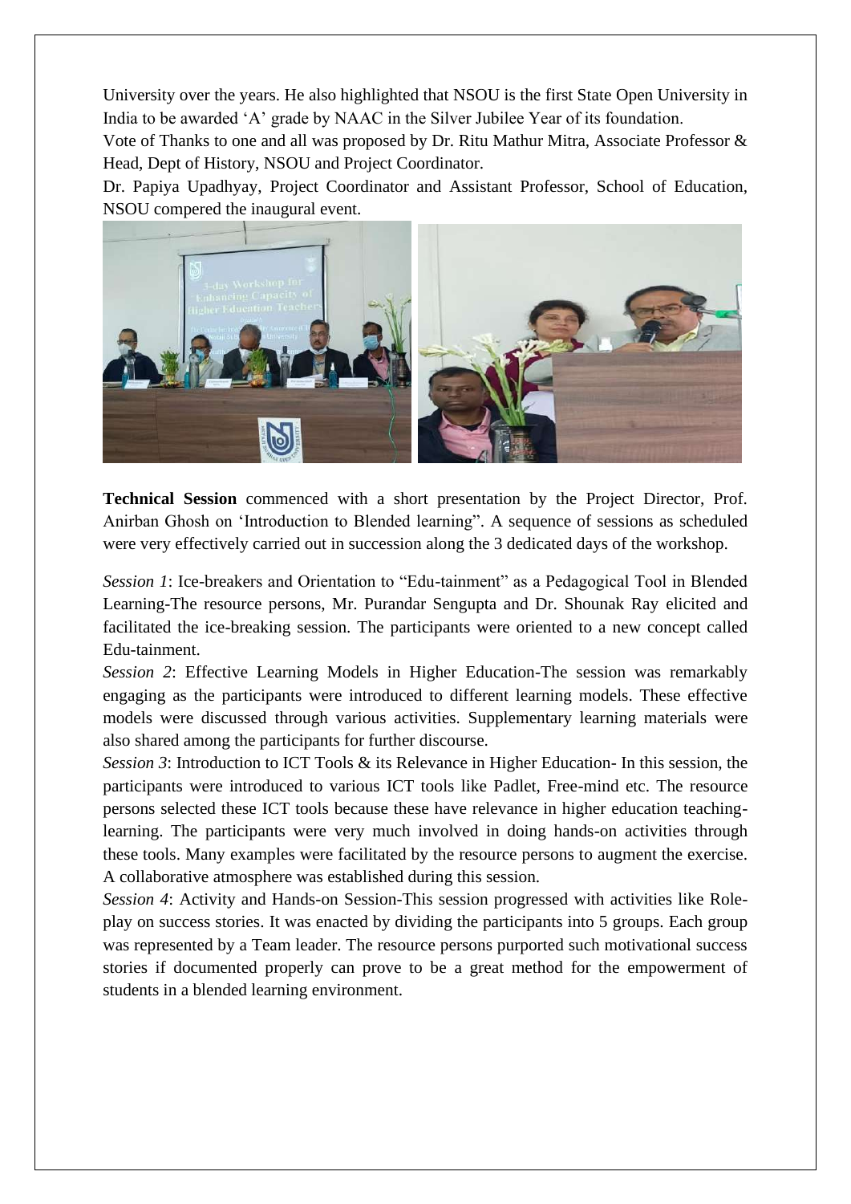University over the years. He also highlighted that NSOU is the first State Open University in India to be awarded 'A' grade by NAAC in the Silver Jubilee Year of its foundation.

Vote of Thanks to one and all was proposed by Dr. Ritu Mathur Mitra, Associate Professor & Head, Dept of History, NSOU and Project Coordinator.

Dr. Papiya Upadhyay, Project Coordinator and Assistant Professor, School of Education, NSOU compered the inaugural event.

**Technical Session** commenced with a short presentation by the Project Director, Prof. Anirban Ghosh on 'Introduction to Blended learning". A sequence of sessions as scheduled were very effectively carried out in succession along the 3 dedicated days of the workshop.

*Session 1*: Ice-breakers and Orientation to "Edu-tainment" as a Pedagogical Tool in Blended Learning-The resource persons, Mr. Purandar Sengupta and Dr. Shounak Ray elicited and facilitated the ice-breaking session. The participants were oriented to a new concept called Edu-tainment.

*Session 2*: Effective Learning Models in Higher Education-The session was remarkably engaging as the participants were introduced to different learning models. These effective models were discussed through various activities. Supplementary learning materials were also shared among the participants for further discourse.

*Session 3*: Introduction to ICT Tools & its Relevance in Higher Education- In this session, the participants were introduced to various ICT tools like Padlet, Free-mind etc. The resource persons selected these ICT tools because these have relevance in higher education teaching-learning. The participants were very much involved in doing hands-on activities through these tools. Many examples were facilitated by the resource persons to augment the exercise. A collaborative atmosphere was established during this session.

*Session 4*: Activity and Hands-on Session-This session progressed with activities like Role-play on success stories. It was enacted by dividing the participants into 5 groups. Each group was represented by a Team leader. The resource persons purported such motivational success stories if documented properly can prove to be a great method for the empowerment of students in a blended learning environment.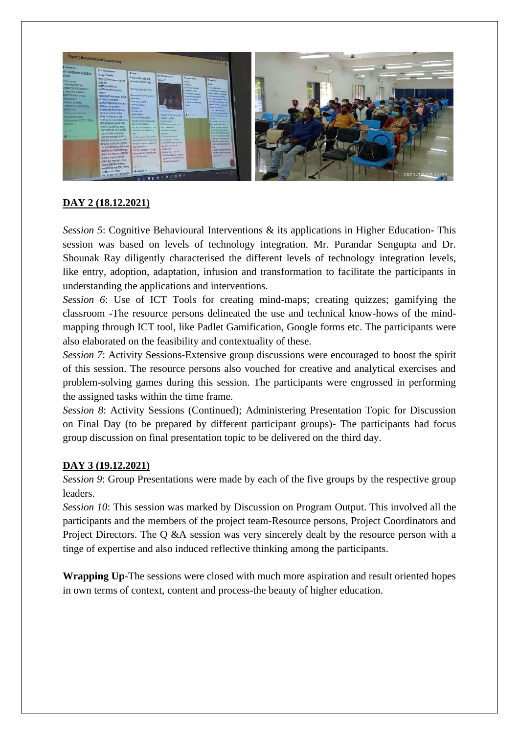**DAY 2 (18.12.2021)**

*Session 5*: Cognitive Behavioural Interventions & its applications in Higher Education- This session was based on levels of technology integration. Mr. Purandar Sengupta and Dr. Shounak Ray diligently characterised the different levels of technology integration levels, like entry, adoption, adaptation, infusion and transformation to facilitate the participants in understanding the applications and interventions.

*Session 6*: Use of ICT Tools for creating mind-maps; creating quizzes; gamifying the classroom -The resource persons delineated the use and technical know-hows of the mind-mapping through ICT tool, like Padlet Gamification, Google forms etc. The participants were also elaborated on the feasibility and contextuality of these.

*Session 7*: Activity Sessions-Extensive group discussions were encouraged to boost the spirit of this session. The resource persons also vouched for creative and analytical exercises and problem-solving games during this session. The participants were engrossed in performing the assigned tasks within the time frame.

*Session 8*: Activity Sessions (Continued); Administering Presentation Topic for Discussion on Final Day (to be prepared by different participant groups)- The participants had focus group discussion on final presentation topic to be delivered on the third day.

**DAY 3 (19.12.2021)**

*Session 9*: Group Presentations were made by each of the five groups by the respective group leaders.

*Session 10*: This session was marked by Discussion on Program Output. This involved all the participants and the members of the project team-Resource persons, Project Coordinators and Project Directors. The Q &A session was very sincerely dealt by the resource person with a tinge of expertise and also induced reflective thinking among the participants.

**Wrapping Up**-The sessions were closed with much more aspiration and result oriented hopes in own terms of context, content and process-the beauty of higher education.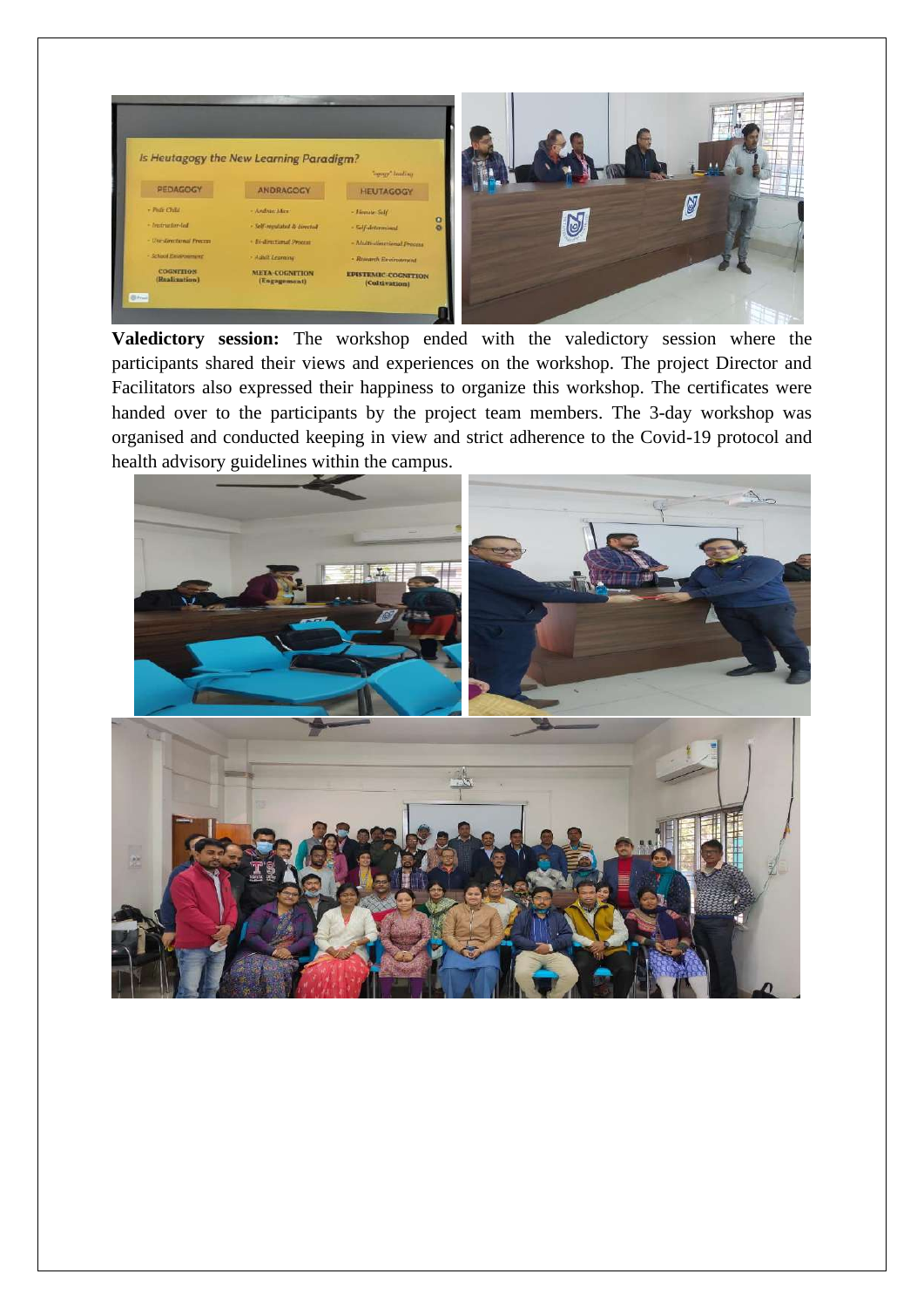**Valedictory session:** The workshop ended with the valedictory session where the participants shared their views and experiences on the workshop. The project Director and Facilitators also expressed their happiness to organize this workshop. The certificates were handed over to the participants by the project team members. The 3-day workshop was organised and conducted keeping in view and strict adherence to the Covid-19 protocol and health advisory guidelines within the campus.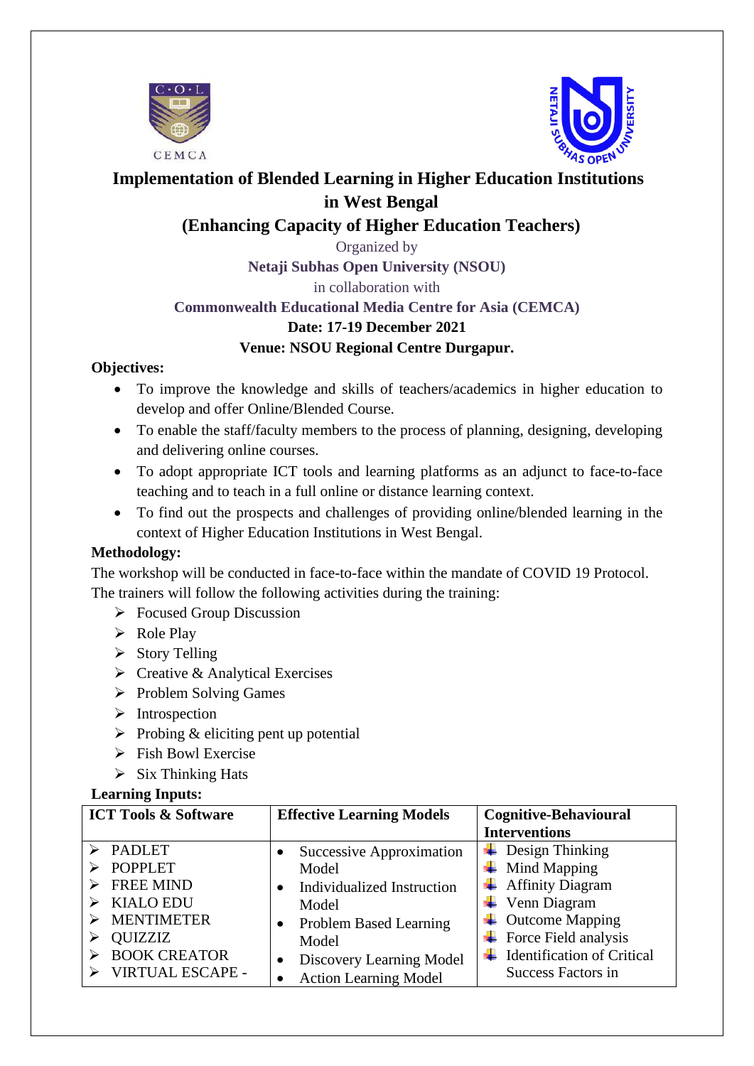# Implementation of Blended Learning in Higher Education Institutions in West Bengal

## (Enhancing Capacity of Higher Education Teachers)

Organized by

**Netaji Subhas Open University (NSOU)**

in collaboration with

**Commonwealth Educational Media Centre for Asia (CEMCA)**

**Date: 17-19 December 2021**

**Venue: NSOU Regional Centre Durgapur.**

**Objectives:**

- To improve the knowledge and skills of teachers/academics in higher education to develop and offer Online/Blended Course.
- To enable the staff/faculty members to the process of planning, designing, developing and delivering online courses.
- To adopt appropriate ICT tools and learning platforms as an adjunct to face-to-face teaching and to teach in a full online or distance learning context.
- To find out the prospects and challenges of providing online/blended learning in the context of Higher Education Institutions in West Bengal.

**Methodology:**

The workshop will be conducted in face-to-face within the mandate of COVID 19 Protocol. The trainers will follow the following activities during the training:

- Focused Group Discussion
- Role Play
- Story Telling
- Creative & Analytical Exercises
- Problem Solving Games
- Introspection
- Probing & eliciting pent up potential
- Fish Bowl Exercise
- Six Thinking Hats

**Learning Inputs:**

| ICT Tools & Software | Effective Learning Models | Cognitive-Behavioural Interventions |
|---|---|---|
| ➢ PADLET<br>➢ POPPLET<br>➢ FREE MIND<br>➢ KIALO EDU<br>➢ MENTIMETER<br>➢ QUIZZIZ<br>➢ BOOK CREATOR<br>➢ VIRTUAL ESCAPE - | • Successive Approximation Model<br>• Individualized Instruction Model<br>• Problem Based Learning Model<br>• Discovery Learning Model<br>• Action Learning Model | Design Thinking<br>Mind Mapping<br>Affinity Diagram<br>Venn Diagram<br>Outcome Mapping<br>Force Field analysis<br>Identification of Critical Success Factors in |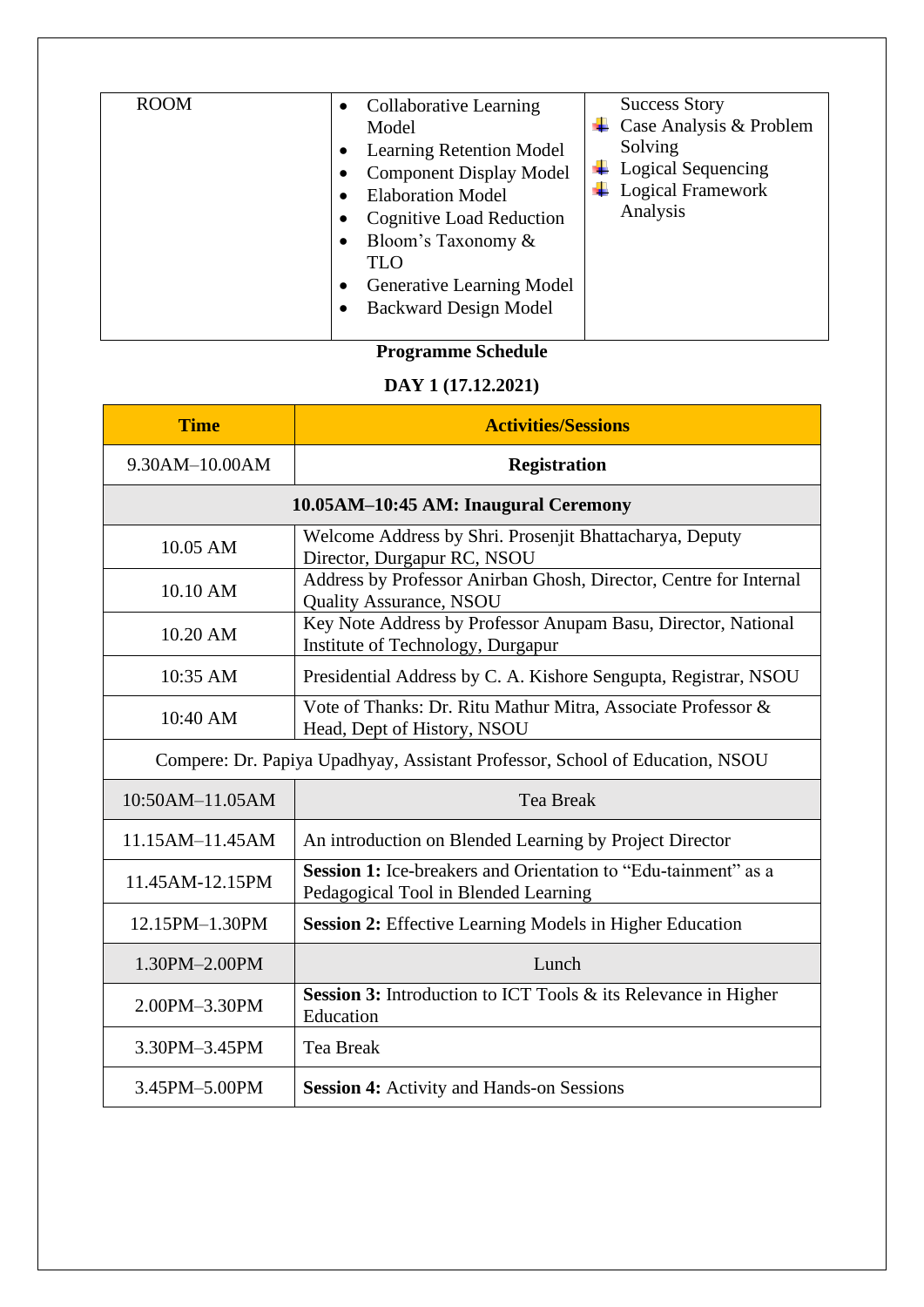| ROOM | • Collaborative Learning Model<br>• Learning Retention Model<br>• Component Display Model<br>• Elaboration Model<br>• Cognitive Load Reduction<br>• Bloom's Taxonomy & TLO<br>• Generative Learning Model<br>• Backward Design Model | Success Story<br>• Case Analysis & Problem Solving<br>• Logical Sequencing<br>• Logical Framework Analysis |
|---|---|---|

**Programme Schedule**

**DAY 1 (17.12.2021)**

| Time | Activities/Sessions |
|---|---|
| 9.30AM–10.00AM | **Registration** |
| **10.05AM–10:45 AM: Inaugural Ceremony** | |
| 10.05 AM | Welcome Address by Shri. Prosenjit Bhattacharya, Deputy Director, Durgapur RC, NSOU |
| 10.10 AM | Address by Professor Anirban Ghosh, Director, Centre for Internal Quality Assurance, NSOU |
| 10.20 AM | Key Note Address by Professor Anupam Basu, Director, National Institute of Technology, Durgapur |
| 10:35 AM | Presidential Address by C. A. Kishore Sengupta, Registrar, NSOU |
| 10:40 AM | Vote of Thanks: Dr. Ritu Mathur Mitra, Associate Professor & Head, Dept of History, NSOU |
| Compere: Dr. Papiya Upadhyay, Assistant Professor, School of Education, NSOU | |
| 10:50AM–11.05AM | Tea Break |
| 11.15AM–11.45AM | An introduction on Blended Learning by Project Director |
| 11.45AM-12.15PM | **Session 1:** Ice-breakers and Orientation to "Edu-tainment" as a Pedagogical Tool in Blended Learning |
| 12.15PM–1.30PM | **Session 2:** Effective Learning Models in Higher Education |
| 1.30PM–2.00PM | Lunch |
| 2.00PM–3.30PM | **Session 3:** Introduction to ICT Tools & its Relevance in Higher Education |
| 3.30PM–3.45PM | Tea Break |
| 3.45PM–5.00PM | **Session 4:** Activity and Hands-on Sessions |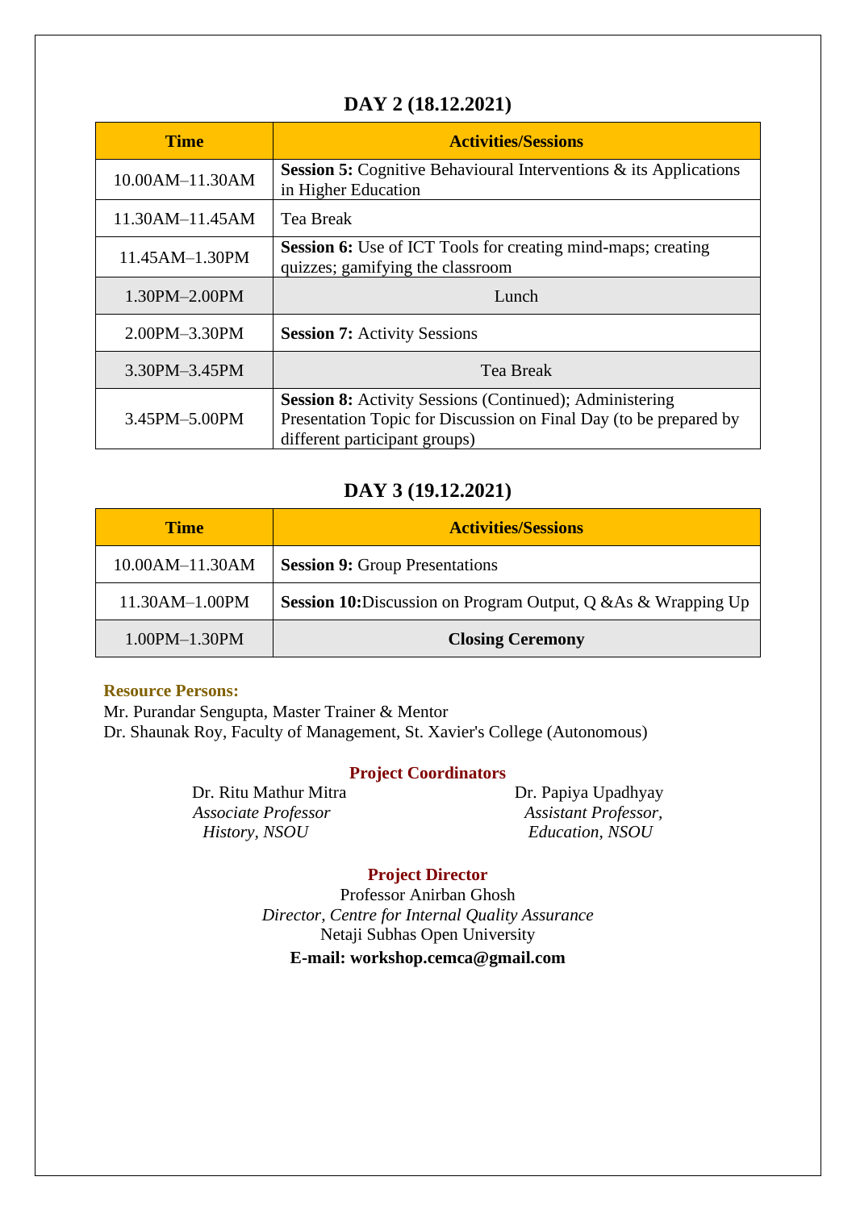## DAY 2 (18.12.2021)

| Time | Activities/Sessions |
|---|---|
| 10.00AM–11.30AM | **Session 5:** Cognitive Behavioural Interventions & its Applications in Higher Education |
| 11.30AM–11.45AM | Tea Break |
| 11.45AM–1.30PM | **Session 6:** Use of ICT Tools for creating mind-maps; creating quizzes; gamifying the classroom |
| 1.30PM–2.00PM | Lunch |
| 2.00PM–3.30PM | **Session 7:** Activity Sessions |
| 3.30PM–3.45PM | Tea Break |
| 3.45PM–5.00PM | **Session 8:** Activity Sessions (Continued); Administering Presentation Topic for Discussion on Final Day (to be prepared by different participant groups) |

## DAY 3 (19.12.2021)

| Time | Activities/Sessions |
|---|---|
| 10.00AM–11.30AM | **Session 9:** Group Presentations |
| 11.30AM–1.00PM | **Session 10:**Discussion on Program Output, Q &As & Wrapping Up |
| 1.00PM–1.30PM | **Closing Ceremony** |

**Resource Persons:**

Mr. Purandar Sengupta, Master Trainer & Mentor
Dr. Shaunak Roy, Faculty of Management, St. Xavier's College (Autonomous)

**Project Coordinators**

Dr. Ritu Mathur Mitra
*Associate Professor*
*History, NSOU*

Dr. Papiya Upadhyay
*Assistant Professor,*
*Education, NSOU*

**Project Director**

Professor Anirban Ghosh
*Director, Centre for Internal Quality Assurance*
Netaji Subhas Open University

**E-mail: workshop.cemca@gmail.com**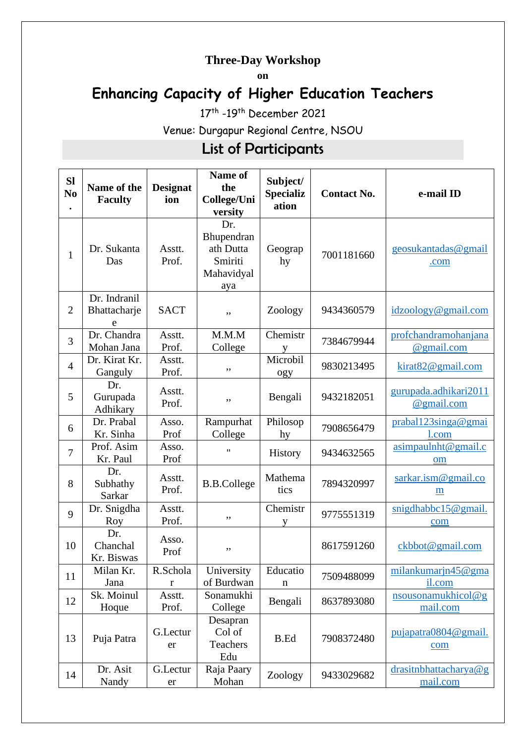**Three-Day Workshop**

**on**

# Enhancing Capacity of Higher Education Teachers

17th -19th December 2021

Venue: Durgapur Regional Centre, NSOU

## List of Participants

| Sl No. | Name of the Faculty | Designation | Name of the College/University | Subject/ Specialization | Contact No. | e-mail ID |
|---|---|---|---|---|---|---|
| 1 | Dr. Sukanta Das | Asstt. Prof. | Dr. Bhupendranath Dutta Smiriti Mahavidyalaya | Geography | 7001181660 | geosukantadas@gmail.com |
| 2 | Dr. Indranil Bhattacharjee | SACT | ,, | Zoology | 9434360579 | idzoology@gmail.com |
| 3 | Dr. Chandra Mohan Jana | Asstt. Prof. | M.M.M College | Chemistry | 7384679944 | profchandramohanjana@gmail.com |
| 4 | Dr. Kirat Kr. Ganguly | Asstt. Prof. | ,, | Microbilogy | 9830213495 | kirat82@gmail.com |
| 5 | Dr. Gurupada Adhikary | Asstt. Prof. | ,, | Bengali | 9432182051 | gurupada.adhikari2011@gmail.com |
| 6 | Dr. Prabal Kr. Sinha | Asso. Prof | Rampurhat College | Philosophy | 7908656479 | prabal123singa@gmail.com |
| 7 | Prof. Asim Kr. Paul | Asso. Prof | " | History | 9434632565 | asimpaulnht@gmail.com |
| 8 | Dr. Subhathy Sarkar | Asstt. Prof. | B.B.College | Mathematics | 7894320997 | sarkar.ism@gmail.com |
| 9 | Dr. Snigdha Roy | Asstt. Prof. | ,, | Chemistry | 9775551319 | snigdhabbc15@gmail.com |
| 10 | Dr. Chanchal Kr. Biswas | Asso. Prof | ,, | | 8617591260 | ckbbot@gmail.com |
| 11 | Milan Kr. Jana | R.Scholar | University of Burdwan | Education | 7509488099 | milankumarjn45@gmail.com |
| 12 | Sk. Moinul Hoque | Asstt. Prof. | Sonamukhi College | Bengali | 8637893080 | nsousonamukhicol@gmail.com |
| 13 | Puja Patra | G.Lecturer | Desapran Col of Teachers Edu | B.Ed | 7908372480 | pujapatra0804@gmail.com |
| 14 | Dr. Asit Nandy | G.Lecturer | Raja Paary Mohan | Zoology | 9433029682 | drasitnbhattacharya@gmail.com |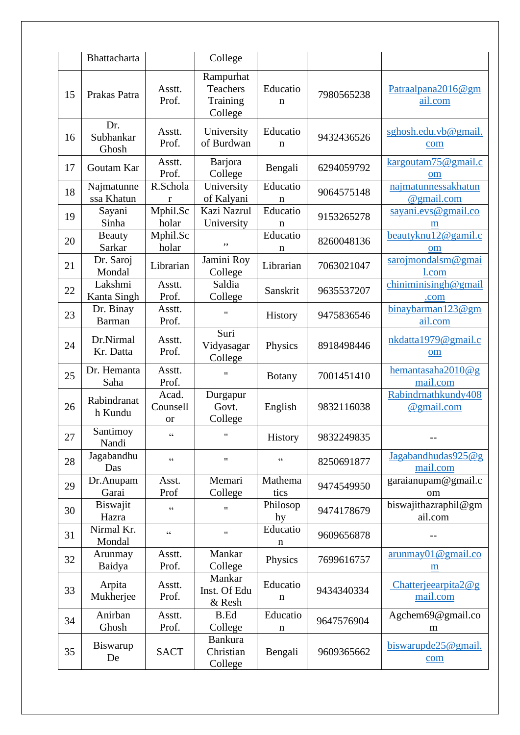| | Bhattacharta | | College | | | |
|---|---|---|---|---|---|---|
| 15 | Prakas Patra | Asstt. Prof. | Rampurhat Teachers Training College | Education | 7980565238 | Patraalpana2016@gmail.com |
| 16 | Dr. Subhankar Ghosh | Asstt. Prof. | University of Burdwan | Education | 9432436526 | sghosh.edu.vb@gmail.com |
| 17 | Goutam Kar | Asstt. Prof. | Barjora College | Bengali | 6294059792 | kargoutam75@gmail.com |
| 18 | Najmatunnessa Khatun | R.Scholar | University of Kalyani | Education | 9064575148 | najmatunnessakhatun@gmail.com |
| 19 | Sayani Sinha | Mphil.Scholar | Kazi Nazrul University | Education | 9153265278 | sayani.evs@gmail.com |
| 20 | Beauty Sarkar | Mphil.Scholar | ,, | Education | 8260048136 | beautyknu12@gamil.com |
| 21 | Dr. Saroj Mondal | Librarian | Jamini Roy College | Librarian | 7063021047 | sarojmondalsm@gmail.com |
| 22 | Lakshmi Kanta Singh | Asstt. Prof. | Saldia College | Sanskrit | 9635537207 | chiniminisingh@gmail.com |
| 23 | Dr. Binay Barman | Asstt. Prof. | " | History | 9475836546 | binaybarman123@gmail.com |
| 24 | Dr.Nirmal Kr. Datta | Asstt. Prof. | Suri Vidyasagar College | Physics | 8918498446 | nkdatta1979@gmail.com |
| 25 | Dr. Hemanta Saha | Asstt. Prof. | " | Botany | 7001451410 | hemantasaha2010@gmail.com |
| 26 | Rabindranath Kundu | Acad. Counsellor | Durgapur Govt. College | English | 9832116038 | Rabindrnathkundy408@gmail.com |
| 27 | Santimoy Nandi | " | " | History | 9832249835 | -- |
| 28 | Jagabandhu Das | " | " | " | 8250691877 | Jagabandhudas925@gmail.com |
| 29 | Dr.Anupam Garai | Asst. Prof | Memari College | Mathematics | 9474549950 | garaianupam@gmail.com |
| 30 | Biswajit Hazra | " | " | Philosophy | 9474178679 | biswajithazraphil@gmail.com |
| 31 | Nirmal Kr. Mondal | " | " | Education | 9609656878 | -- |
| 32 | Arunmay Baidya | Asstt. Prof. | Mankar College | Physics | 7699616757 | arunmay01@gmail.com |
| 33 | Arpita Mukherjee | Asstt. Prof. | Mankar Inst. Of Edu & Resh | Education | 9434340334 | Chatterjeearpita2@gmail.com |
| 34 | Anirban Ghosh | Asstt. Prof. | B.Ed College | Education | 9647576904 | Agchem69@gmail.com |
| 35 | Biswarup De | SACT | Bankura Christian College | Bengali | 9609365662 | biswarupde25@gmail.com |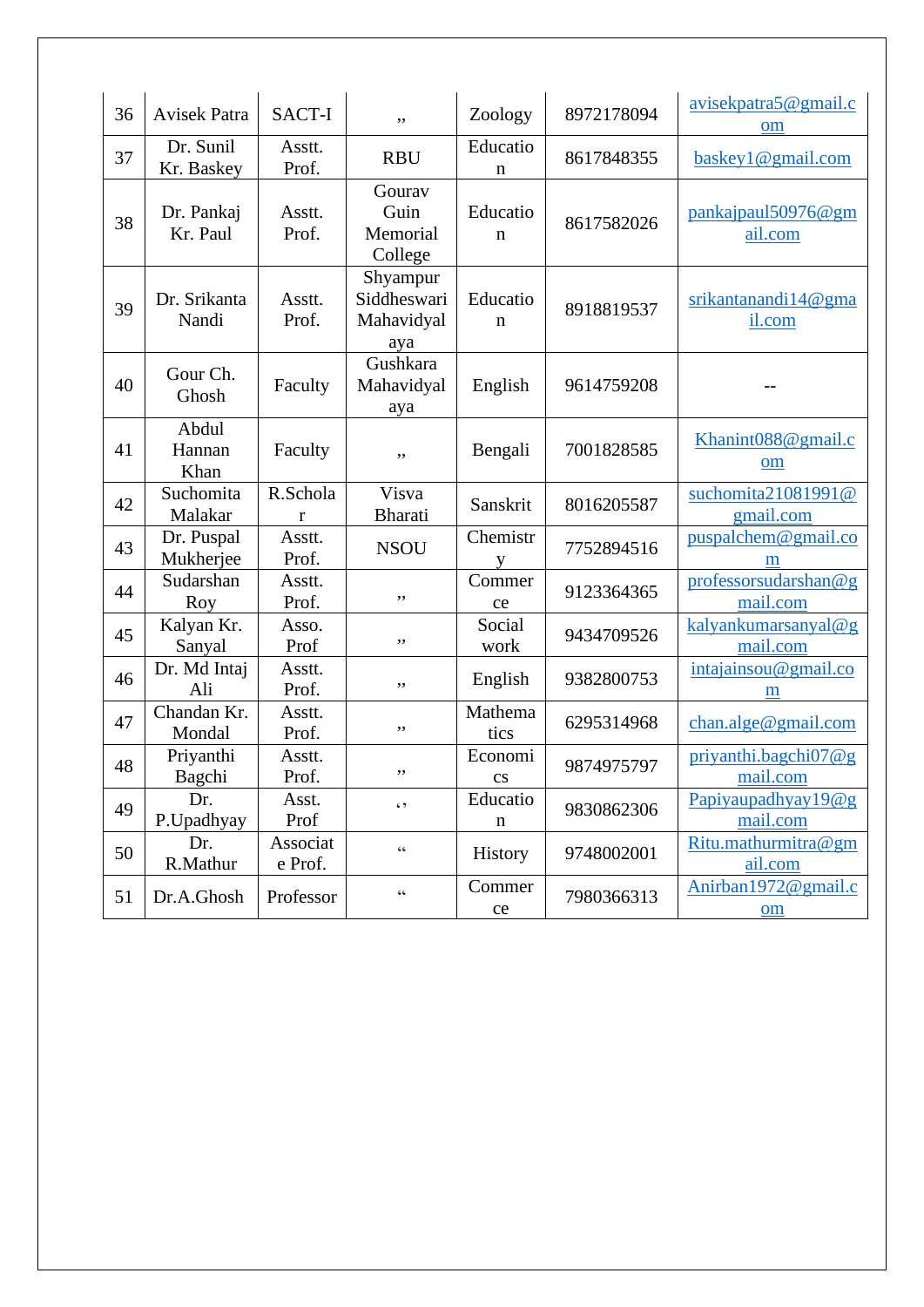| | | | | | | |
|---|---|---|---|---|---|---|
| 36 | Avisek Patra | SACT-I | ,, | Zoology | 8972178094 | avisekpatra5@gmail.com |
| 37 | Dr. Sunil Kr. Baskey | Asstt. Prof. | RBU | Education | 8617848355 | baskey1@gmail.com |
| 38 | Dr. Pankaj Kr. Paul | Asstt. Prof. | Gourav Guin Memorial College | Education | 8617582026 | pankajpaul50976@gmail.com |
| 39 | Dr. Srikanta Nandi | Asstt. Prof. | Shyampur Siddheswari Mahavidyalaya | Education | 8918819537 | srikantanandi14@gmail.com |
| 40 | Gour Ch. Ghosh | Faculty | Gushkara Mahavidyalaya | English | 9614759208 | -- |
| 41 | Abdul Hannan Khan | Faculty | ,, | Bengali | 7001828585 | Khanint088@gmail.com |
| 42 | Suchomita Malakar | R.Scholar | Visva Bharati | Sanskrit | 8016205587 | suchomita21081991@gmail.com |
| 43 | Dr. Puspal Mukherjee | Asstt. Prof. | NSOU | Chemistry | 7752894516 | puspalchem@gmail.com |
| 44 | Sudarshan Roy | Asstt. Prof. | ,, | Commerce | 9123364365 | professorsudarshan@gmail.com |
| 45 | Kalyan Kr. Sanyal | Asso. Prof | ,, | Social work | 9434709526 | kalyankumarsanyal@gmail.com |
| 46 | Dr. Md Intaj Ali | Asstt. Prof. | ,, | English | 9382800753 | intajainsou@gmail.com |
| 47 | Chandan Kr. Mondal | Asstt. Prof. | ,, | Mathematics | 6295314968 | chan.alge@gmail.com |
| 48 | Priyanthi Bagchi | Asstt. Prof. | ,, | Economics | 9874975797 | priyanthi.bagchi07@gmail.com |
| 49 | Dr. P.Upadhyay | Asst. Prof | ‘’ | Education | 9830862306 | Papiyaupadhyay19@gmail.com |
| 50 | Dr. R.Mathur | Associate Prof. | “ | History | 9748002001 | Ritu.mathurmitra@gmail.com |
| 51 | Dr.A.Ghosh | Professor | “ | Commerce | 7980366313 | Anirban1972@gmail.com |